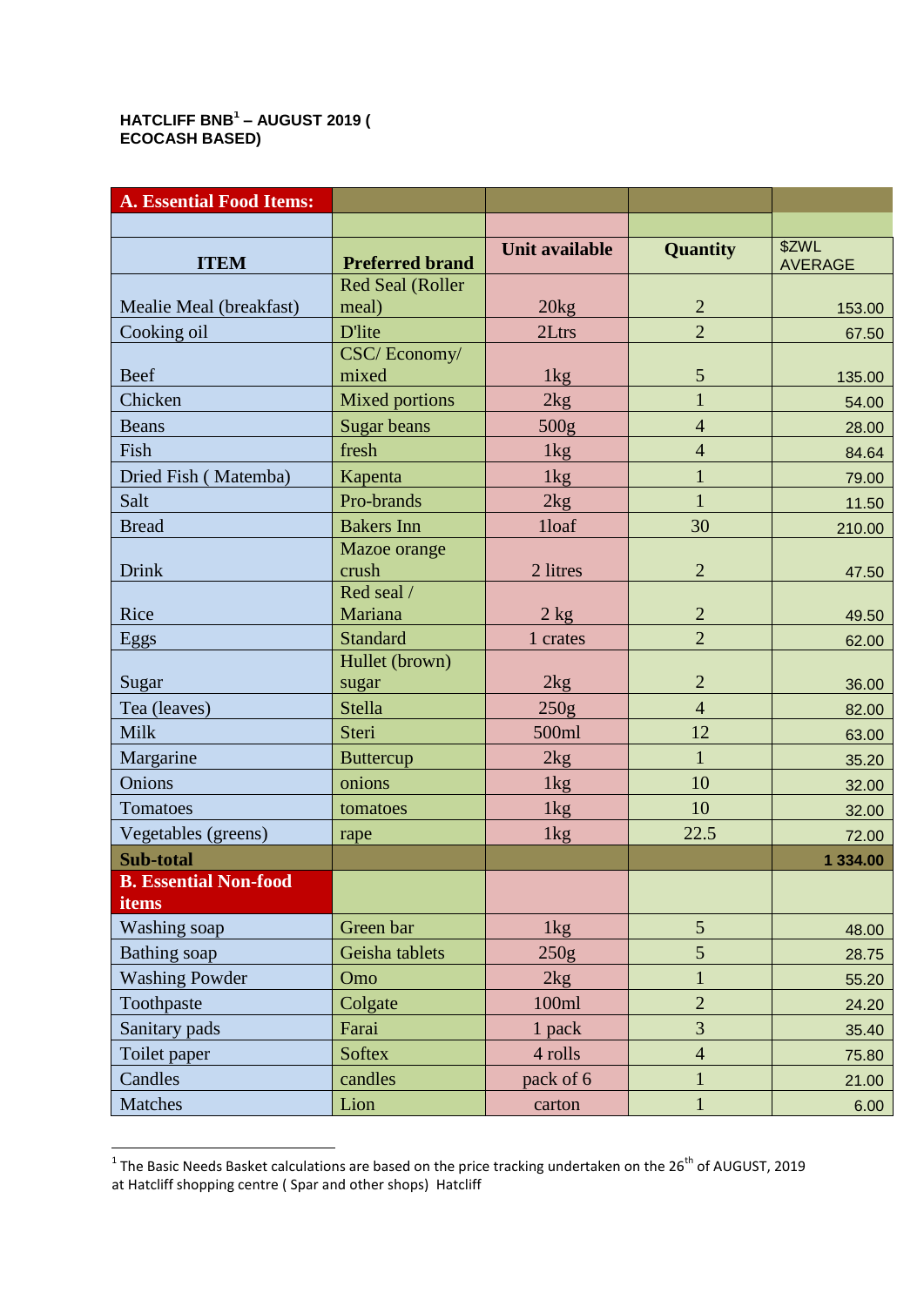**HATCLIFF BNB[1] – AUGUST 2019 ( ECOCASH BASED)**

| A. Essential Food Items: | | | | |
|---|---|---|---|---|
| | | | | |
| ITEM | Preferred brand | Unit available | Quantity | $ZWL AVERAGE |
| Mealie Meal (breakfast) | Red Seal (Roller meal) | 20kg | 2 | 153.00 |
| Cooking oil | D'lite | 2Ltrs | 2 | 67.50 |
| Beef | CSC/ Economy/ mixed | 1kg | 5 | 135.00 |
| Chicken | Mixed portions | 2kg | 1 | 54.00 |
| Beans | Sugar beans | 500g | 4 | 28.00 |
| Fish | fresh | 1kg | 4 | 84.64 |
| Dried Fish ( Matemba) | Kapenta | 1kg | 1 | 79.00 |
| Salt | Pro-brands | 2kg | 1 | 11.50 |
| Bread | Bakers Inn | 1loaf | 30 | 210.00 |
| Drink | Mazoe orange crush | 2 litres | 2 | 47.50 |
| Rice | Red seal / Mariana | 2 kg | 2 | 49.50 |
| Eggs | Standard | 1 crates | 2 | 62.00 |
| Sugar | Hullet (brown) sugar | 2kg | 2 | 36.00 |
| Tea (leaves) | Stella | 250g | 4 | 82.00 |
| Milk | Steri | 500ml | 12 | 63.00 |
| Margarine | Buttercup | 2kg | 1 | 35.20 |
| Onions | onions | 1kg | 10 | 32.00 |
| Tomatoes | tomatoes | 1kg | 10 | 32.00 |
| Vegetables (greens) | rape | 1kg | 22.5 | 72.00 |
| **Sub-total** | | | | **1 334.00** |
| **B. Essential Non-food items** | | | | |
| Washing soap | Green bar | 1kg | 5 | 48.00 |
| Bathing soap | Geisha tablets | 250g | 5 | 28.75 |
| Washing Powder | Omo | 2kg | 1 | 55.20 |
| Toothpaste | Colgate | 100ml | 2 | 24.20 |
| Sanitary pads | Farai | 1 pack | 3 | 35.40 |
| Toilet paper | Softex | 4 rolls | 4 | 75.80 |
| Candles | candles | pack of 6 | 1 | 21.00 |
| Matches | Lion | carton | 1 | 6.00 |

[1] The Basic Needs Basket calculations are based on the price tracking undertaken on the 26th of AUGUST, 2019 at Hatcliff shopping centre ( Spar and other shops) Hatcliff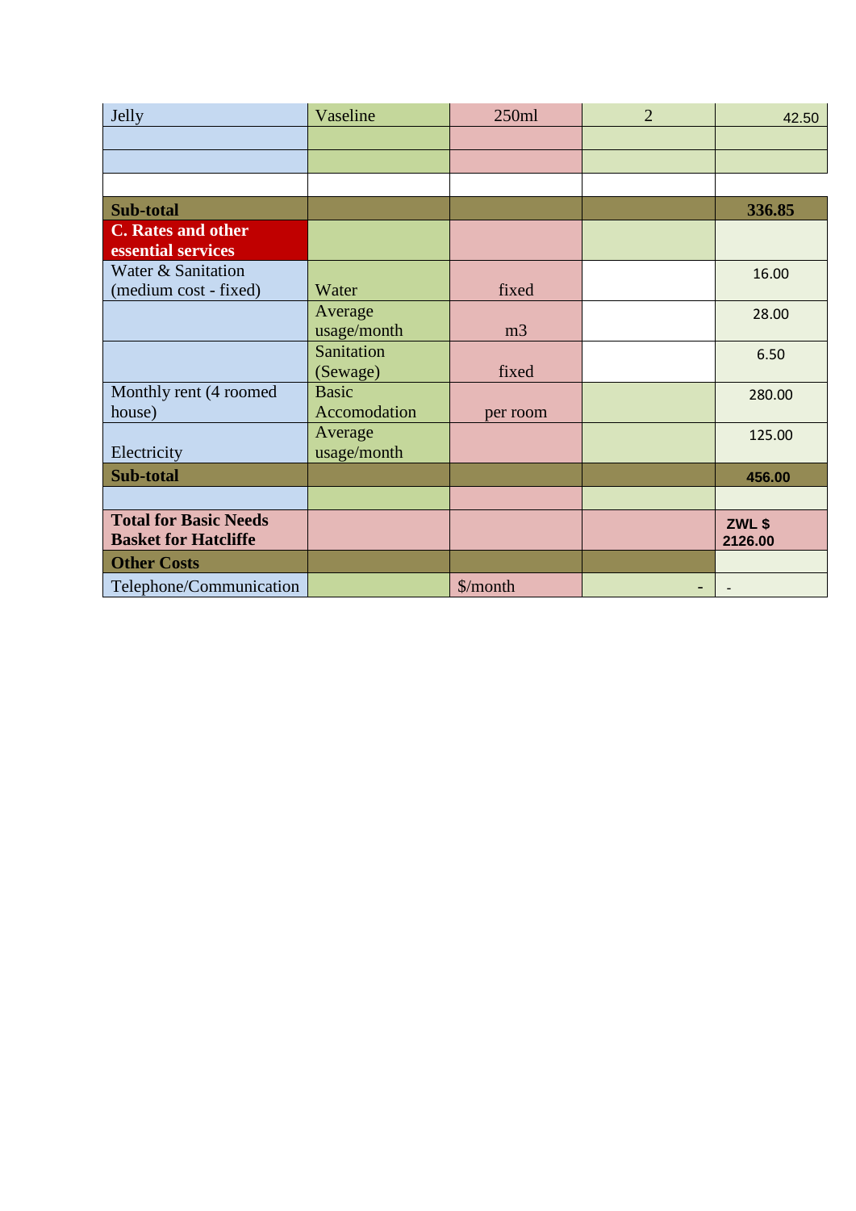| | | | | |
|---|---|---|---|---|
| Jelly | Vaseline | 250ml | 2 | 42.50 |
| | | | | |
| | | | | |
| | | | | |
| **Sub-total** | | | | **336.85** |
| **C. Rates and other essential services** | | | | |
| Water & Sanitation (medium cost - fixed) | Water | fixed | | 16.00 |
| | Average usage/month | m3 | | 28.00 |
| | Sanitation (Sewage) | fixed | | 6.50 |
| Monthly rent (4 roomed house) | Basic Accomodation | per room | | 280.00 |
| Electricity | Average usage/month | | | 125.00 |
| **Sub-total** | | | | **456.00** |
| | | | | |
| **Total for Basic Needs Basket for Hatcliffe** | | | | **ZWL $ 2126.00** |
| **Other Costs** | | | | |
| Telephone/Communication | | $/month | - | - |